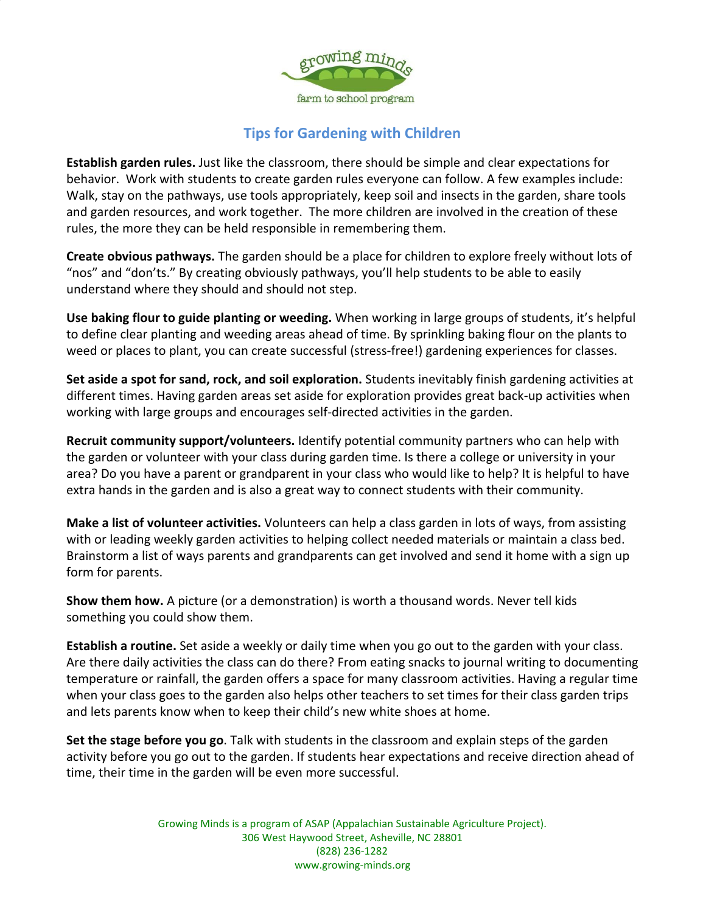growing minds

farm to school program

# Tips for Gardening with Children

**Establish garden rules.** Just like the classroom, there should be simple and clear expectations for behavior. Work with students to create garden rules everyone can follow. A few examples include: Walk, stay on the pathways, use tools appropriately, keep soil and insects in the garden, share tools and garden resources, and work together. The more children are involved in the creation of these rules, the more they can be held responsible in remembering them.

**Create obvious pathways.** The garden should be a place for children to explore freely without lots of "nos" and "don'ts." By creating obviously pathways, you'll help students to be able to easily understand where they should and should not step.

**Use baking flour to guide planting or weeding.** When working in large groups of students, it's helpful to define clear planting and weeding areas ahead of time. By sprinkling baking flour on the plants to weed or places to plant, you can create successful (stress-free!) gardening experiences for classes.

**Set aside a spot for sand, rock, and soil exploration.** Students inevitably finish gardening activities at different times. Having garden areas set aside for exploration provides great back-up activities when working with large groups and encourages self-directed activities in the garden.

**Recruit community support/volunteers.** Identify potential community partners who can help with the garden or volunteer with your class during garden time. Is there a college or university in your area? Do you have a parent or grandparent in your class who would like to help? It is helpful to have extra hands in the garden and is also a great way to connect students with their community.

**Make a list of volunteer activities.** Volunteers can help a class garden in lots of ways, from assisting with or leading weekly garden activities to helping collect needed materials or maintain a class bed. Brainstorm a list of ways parents and grandparents can get involved and send it home with a sign up form for parents.

**Show them how.** A picture (or a demonstration) is worth a thousand words. Never tell kids something you could show them.

**Establish a routine.** Set aside a weekly or daily time when you go out to the garden with your class. Are there daily activities the class can do there? From eating snacks to journal writing to documenting temperature or rainfall, the garden offers a space for many classroom activities. Having a regular time when your class goes to the garden also helps other teachers to set times for their class garden trips and lets parents know when to keep their child's new white shoes at home.

**Set the stage before you go**. Talk with students in the classroom and explain steps of the garden activity before you go out to the garden. If students hear expectations and receive direction ahead of time, their time in the garden will be even more successful.

Growing Minds is a program of ASAP (Appalachian Sustainable Agriculture Project).
306 West Haywood Street, Asheville, NC 28801
(828) 236-1282
www.growing-minds.org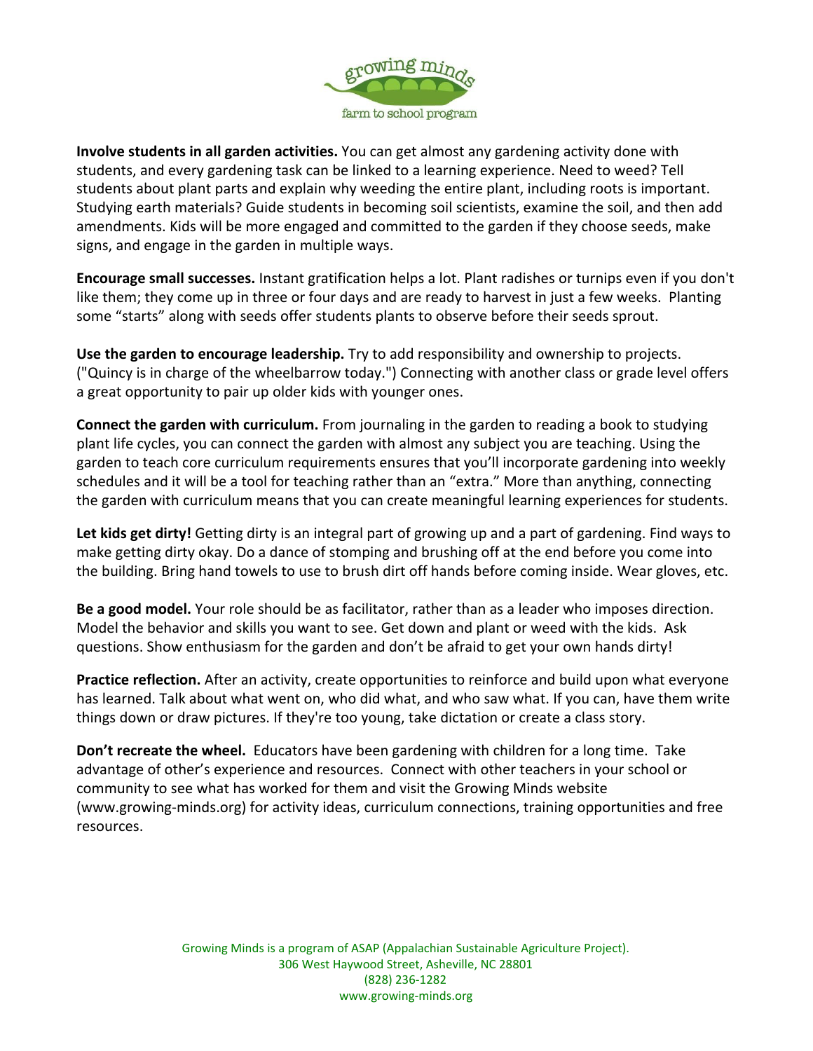**Involve students in all garden activities.** You can get almost any gardening activity done with students, and every gardening task can be linked to a learning experience. Need to weed? Tell students about plant parts and explain why weeding the entire plant, including roots is important. Studying earth materials? Guide students in becoming soil scientists, examine the soil, and then add amendments. Kids will be more engaged and committed to the garden if they choose seeds, make signs, and engage in the garden in multiple ways.

**Encourage small successes.** Instant gratification helps a lot. Plant radishes or turnips even if you don't like them; they come up in three or four days and are ready to harvest in just a few weeks. Planting some "starts" along with seeds offer students plants to observe before their seeds sprout.

**Use the garden to encourage leadership.** Try to add responsibility and ownership to projects. ("Quincy is in charge of the wheelbarrow today.") Connecting with another class or grade level offers a great opportunity to pair up older kids with younger ones.

**Connect the garden with curriculum.** From journaling in the garden to reading a book to studying plant life cycles, you can connect the garden with almost any subject you are teaching. Using the garden to teach core curriculum requirements ensures that you'll incorporate gardening into weekly schedules and it will be a tool for teaching rather than an "extra." More than anything, connecting the garden with curriculum means that you can create meaningful learning experiences for students.

**Let kids get dirty!** Getting dirty is an integral part of growing up and a part of gardening. Find ways to make getting dirty okay. Do a dance of stomping and brushing off at the end before you come into the building. Bring hand towels to use to brush dirt off hands before coming inside. Wear gloves, etc.

**Be a good model.** Your role should be as facilitator, rather than as a leader who imposes direction. Model the behavior and skills you want to see. Get down and plant or weed with the kids. Ask questions. Show enthusiasm for the garden and don't be afraid to get your own hands dirty!

**Practice reflection.** After an activity, create opportunities to reinforce and build upon what everyone has learned. Talk about what went on, who did what, and who saw what. If you can, have them write things down or draw pictures. If they're too young, take dictation or create a class story.

**Don't recreate the wheel.** Educators have been gardening with children for a long time. Take advantage of other's experience and resources. Connect with other teachers in your school or community to see what has worked for them and visit the Growing Minds website (www.growing-minds.org) for activity ideas, curriculum connections, training opportunities and free resources.